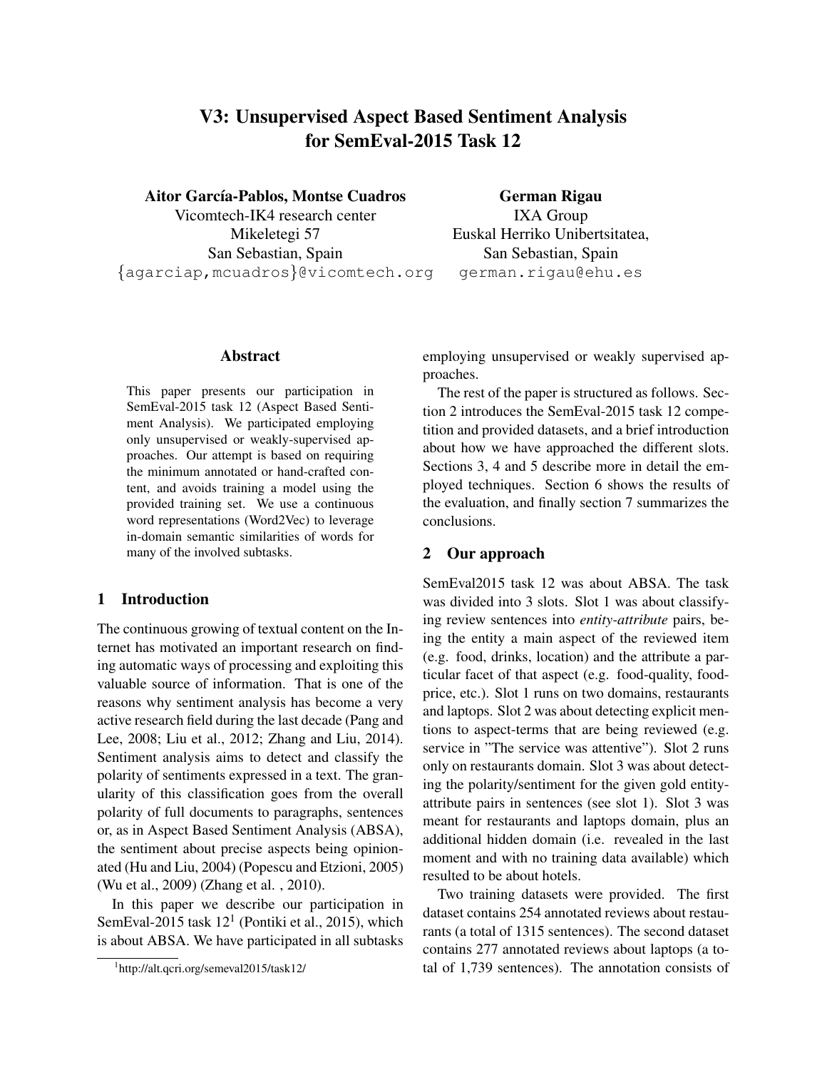# V3: Unsupervised Aspect Based Sentiment Analysis for SemEval-2015 Task 12

**Aitor García-Pablos, Montse Cuadros**
Vicomtech-IK4 research center
Mikeletegi 57
San Sebastian, Spain
{agarciap,mcuadros}@vicomtech.org

**German Rigau**
IXA Group
Euskal Herriko Unibertsitatea,
San Sebastian, Spain
german.rigau@ehu.es

## Abstract

This paper presents our participation in SemEval-2015 task 12 (Aspect Based Sentiment Analysis). We participated employing only unsupervised or weakly-supervised approaches. Our attempt is based on requiring the minimum annotated or hand-crafted content, and avoids training a model using the provided training set. We use a continuous word representations (Word2Vec) to leverage in-domain semantic similarities of words for many of the involved subtasks.

## 1 Introduction

The continuous growing of textual content on the Internet has motivated an important research on finding automatic ways of processing and exploiting this valuable source of information. That is one of the reasons why sentiment analysis has become a very active research field during the last decade (Pang and Lee, 2008; Liu et al., 2012; Zhang and Liu, 2014). Sentiment analysis aims to detect and classify the polarity of sentiments expressed in a text. The granularity of this classification goes from the overall polarity of full documents to paragraphs, sentences or, as in Aspect Based Sentiment Analysis (ABSA), the sentiment about precise aspects being opinionated (Hu and Liu, 2004) (Popescu and Etzioni, 2005) (Wu et al., 2009) (Zhang et al. , 2010).

In this paper we describe our participation in SemEval-2015 task 12[1] (Pontiki et al., 2015), which is about ABSA. We have participated in all subtasks employing unsupervised or weakly supervised approaches.

The rest of the paper is structured as follows. Section 2 introduces the SemEval-2015 task 12 competition and provided datasets, and a brief introduction about how we have approached the different slots. Sections 3, 4 and 5 describe more in detail the employed techniques. Section 6 shows the results of the evaluation, and finally section 7 summarizes the conclusions.

## 2 Our approach

SemEval2015 task 12 was about ABSA. The task was divided into 3 slots. Slot 1 was about classifying review sentences into *entity-attribute* pairs, being the entity a main aspect of the reviewed item (e.g. food, drinks, location) and the attribute a particular facet of that aspect (e.g. food-quality, food-price, etc.). Slot 1 runs on two domains, restaurants and laptops. Slot 2 was about detecting explicit mentions to aspect-terms that are being reviewed (e.g. service in "The service was attentive"). Slot 2 runs only on restaurants domain. Slot 3 was about detecting the polarity/sentiment for the given gold entity-attribute pairs in sentences (see slot 1). Slot 3 was meant for restaurants and laptops domain, plus an additional hidden domain (i.e. revealed in the last moment and with no training data available) which resulted to be about hotels.

Two training datasets were provided. The first dataset contains 254 annotated reviews about restaurants (a total of 1315 sentences). The second dataset contains 277 annotated reviews about laptops (a total of 1,739 sentences). The annotation consists of

[1] http://alt.qcri.org/semeval2015/task12/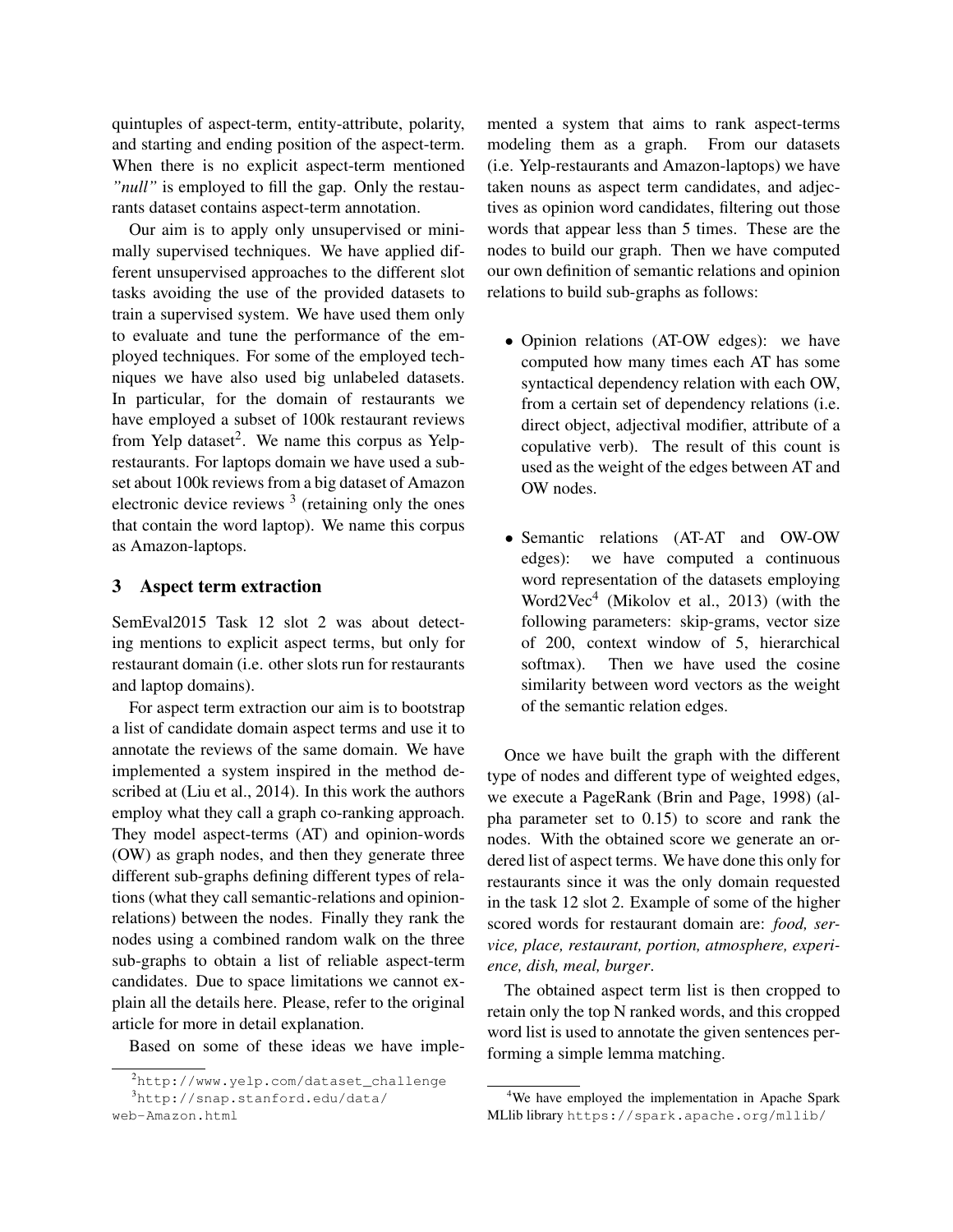quintuples of aspect-term, entity-attribute, polarity, and starting and ending position of the aspect-term. When there is no explicit aspect-term mentioned *"null"* is employed to fill the gap. Only the restaurants dataset contains aspect-term annotation.

Our aim is to apply only unsupervised or minimally supervised techniques. We have applied different unsupervised approaches to the different slot tasks avoiding the use of the provided datasets to train a supervised system. We have used them only to evaluate and tune the performance of the employed techniques. For some of the employed techniques we have also used big unlabeled datasets. In particular, for the domain of restaurants we have employed a subset of 100k restaurant reviews from Yelp dataset[2]. We name this corpus as Yelp-restaurants. For laptops domain we have used a subset about 100k reviews from a big dataset of Amazon electronic device reviews [3] (retaining only the ones that contain the word laptop). We name this corpus as Amazon-laptops.

## 3 Aspect term extraction

SemEval2015 Task 12 slot 2 was about detecting mentions to explicit aspect terms, but only for restaurant domain (i.e. other slots run for restaurants and laptop domains).

For aspect term extraction our aim is to bootstrap a list of candidate domain aspect terms and use it to annotate the reviews of the same domain. We have implemented a system inspired in the method described at (Liu et al., 2014). In this work the authors employ what they call a graph co-ranking approach. They model aspect-terms (AT) and opinion-words (OW) as graph nodes, and then they generate three different sub-graphs defining different types of relations (what they call semantic-relations and opinion-relations) between the nodes. Finally they rank the nodes using a combined random walk on the three sub-graphs to obtain a list of reliable aspect-term candidates. Due to space limitations we cannot explain all the details here. Please, refer to the original article for more in detail explanation.

Based on some of these ideas we have implemented a system that aims to rank aspect-terms modeling them as a graph. From our datasets (i.e. Yelp-restaurants and Amazon-laptops) we have taken nouns as aspect term candidates, and adjectives as opinion word candidates, filtering out those words that appear less than 5 times. These are the nodes to build our graph. Then we have computed our own definition of semantic relations and opinion relations to build sub-graphs as follows:

- Opinion relations (AT-OW edges): we have computed how many times each AT has some syntactical dependency relation with each OW, from a certain set of dependency relations (i.e. direct object, adjectival modifier, attribute of a copulative verb). The result of this count is used as the weight of the edges between AT and OW nodes.

- Semantic relations (AT-AT and OW-OW edges): we have computed a continuous word representation of the datasets employing Word2Vec[4] (Mikolov et al., 2013) (with the following parameters: skip-grams, vector size of 200, context window of 5, hierarchical softmax). Then we have used the cosine similarity between word vectors as the weight of the semantic relation edges.

Once we have built the graph with the different type of nodes and different type of weighted edges, we execute a PageRank (Brin and Page, 1998) (alpha parameter set to 0.15) to score and rank the nodes. With the obtained score we generate an ordered list of aspect terms. We have done this only for restaurants since it was the only domain requested in the task 12 slot 2. Example of some of the higher scored words for restaurant domain are: *food, service, place, restaurant, portion, atmosphere, experience, dish, meal, burger*.

The obtained aspect term list is then cropped to retain only the top N ranked words, and this cropped word list is used to annotate the given sentences performing a simple lemma matching.

---

[2] http://www.yelp.com/dataset_challenge

[3] http://snap.stanford.edu/data/web-Amazon.html

[4] We have employed the implementation in Apache Spark MLlib library https://spark.apache.org/mllib/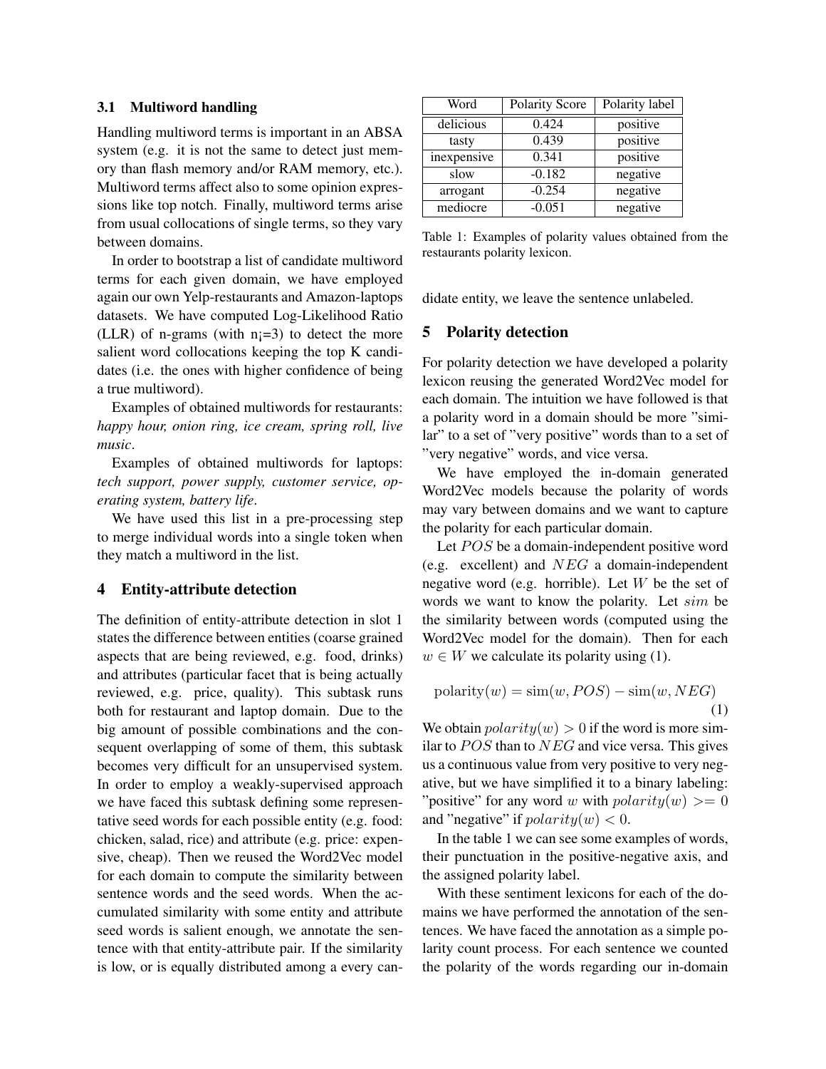### 3.1 Multiword handling

Handling multiword terms is important in an ABSA system (e.g. it is not the same to detect just memory than flash memory and/or RAM memory, etc.). Multiword terms affect also to some opinion expressions like top notch. Finally, multiword terms arise from usual collocations of single terms, so they vary between domains.

In order to bootstrap a list of candidate multiword terms for each given domain, we have employed again our own Yelp-restaurants and Amazon-laptops datasets. We have computed Log-Likelihood Ratio (LLR) of n-grams (with n¡=3) to detect the more salient word collocations keeping the top K candidates (i.e. the ones with higher confidence of being a true multiword).

Examples of obtained multiwords for restaurants: *happy hour, onion ring, ice cream, spring roll, live music*.

Examples of obtained multiwords for laptops: *tech support, power supply, customer service, operating system, battery life*.

We have used this list in a pre-processing step to merge individual words into a single token when they match a multiword in the list.

## 4 Entity-attribute detection

The definition of entity-attribute detection in slot 1 states the difference between entities (coarse grained aspects that are being reviewed, e.g. food, drinks) and attributes (particular facet that is being actually reviewed, e.g. price, quality). This subtask runs both for restaurant and laptop domain. Due to the big amount of possible combinations and the consequent overlapping of some of them, this subtask becomes very difficult for an unsupervised system. In order to employ a weakly-supervised approach we have faced this subtask defining some representative seed words for each possible entity (e.g. food: chicken, salad, rice) and attribute (e.g. price: expensive, cheap). Then we reused the Word2Vec model for each domain to compute the similarity between sentence words and the seed words. When the accumulated similarity with some entity and attribute seed words is salient enough, we annotate the sentence with that entity-attribute pair. If the similarity is low, or is equally distributed among a every candidate entity, we leave the sentence unlabeled.

| Word | Polarity Score | Polarity label |
|---|---|---|
| delicious | 0.424 | positive |
| tasty | 0.439 | positive |
| inexpensive | 0.341 | positive |
| slow | -0.182 | negative |
| arrogant | -0.254 | negative |
| mediocre | -0.051 | negative |

Table 1: Examples of polarity values obtained from the restaurants polarity lexicon.

## 5 Polarity detection

For polarity detection we have developed a polarity lexicon reusing the generated Word2Vec model for each domain. The intuition we have followed is that a polarity word in a domain should be more "similar" to a set of "very positive" words than to a set of "very negative" words, and vice versa.

We have employed the in-domain generated Word2Vec models because the polarity of words may vary between domains and we want to capture the polarity for each particular domain.

Let $POS$ be a domain-independent positive word (e.g. excellent) and $NEG$ a domain-independent negative word (e.g. horrible). Let $W$ be the set of words we want to know the polarity. Let $sim$ be the similarity between words (computed using the Word2Vec model for the domain). Then for each $w \in W$ we calculate its polarity using (1).

$$\text{polarity}(w) = \text{sim}(w, POS) - \text{sim}(w, NEG) \quad (1)$$

We obtain $polarity(w) > 0$ if the word is more similar to $POS$ than to $NEG$ and vice versa. This gives us a continuous value from very positive to very negative, but we have simplified it to a binary labeling: "positive" for any word $w$ with $polarity(w) >= 0$ and "negative" if $polarity(w) < 0$.

In the table 1 we can see some examples of words, their punctuation in the positive-negative axis, and the assigned polarity label.

With these sentiment lexicons for each of the domains we have performed the annotation of the sentences. We have faced the annotation as a simple polarity count process. For each sentence we counted the polarity of the words regarding our in-domain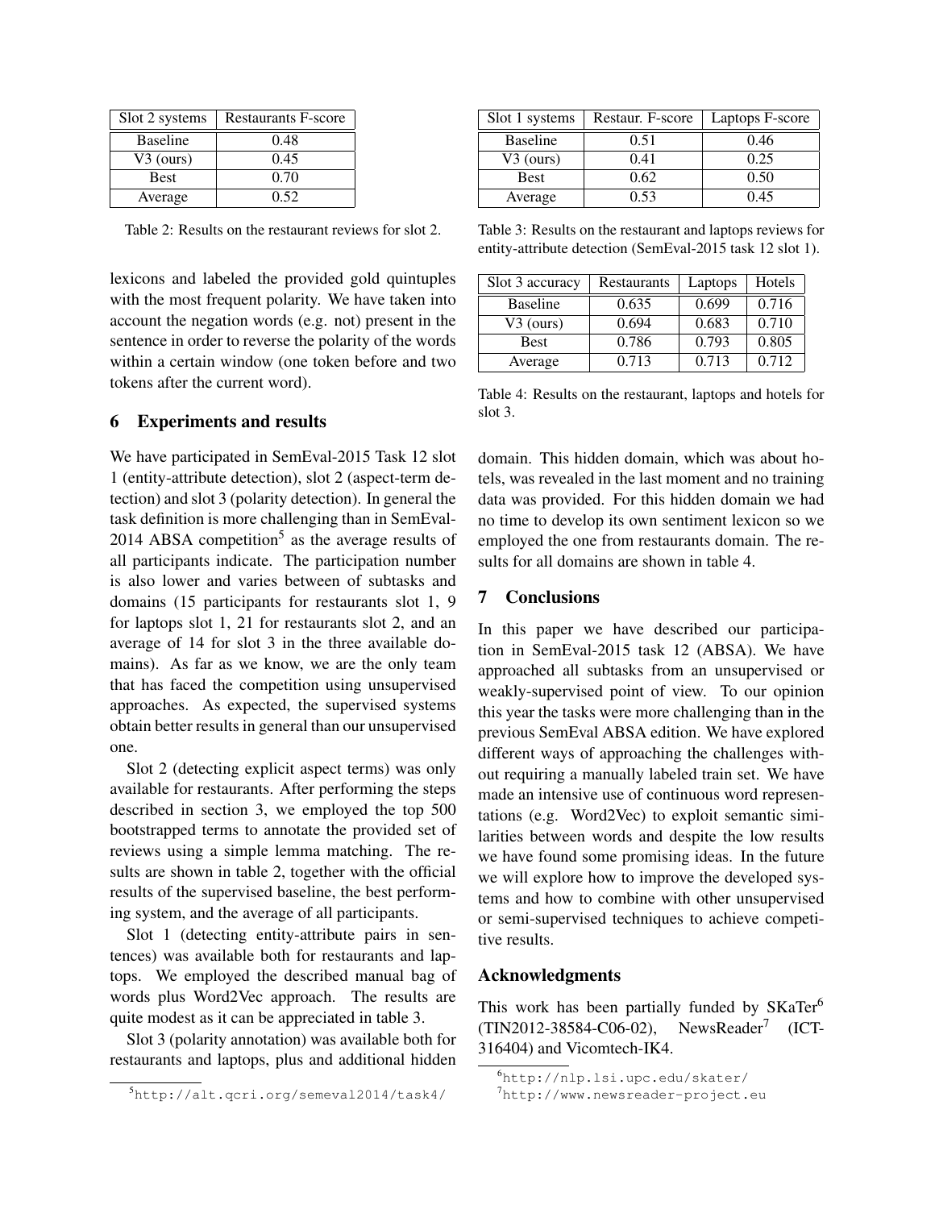| Slot 2 systems | Restaurants F-score |
| --- | --- |
| Baseline | 0.48 |
| V3 (ours) | 0.45 |
| Best | 0.70 |
| Average | 0.52 |

Table 2: Results on the restaurant reviews for slot 2.

lexicons and labeled the provided gold quintuples with the most frequent polarity. We have taken into account the negation words (e.g. not) present in the sentence in order to reverse the polarity of the words within a certain window (one token before and two tokens after the current word).

## 6 Experiments and results

We have participated in SemEval-2015 Task 12 slot 1 (entity-attribute detection), slot 2 (aspect-term detection) and slot 3 (polarity detection). In general the task definition is more challenging than in SemEval-2014 ABSA competition[5] as the average results of all participants indicate. The participation number is also lower and varies between of subtasks and domains (15 participants for restaurants slot 1, 9 for laptops slot 1, 21 for restaurants slot 2, and an average of 14 for slot 3 in the three available domains). As far as we know, we are the only team that has faced the competition using unsupervised approaches. As expected, the supervised systems obtain better results in general than our unsupervised one.

Slot 2 (detecting explicit aspect terms) was only available for restaurants. After performing the steps described in section 3, we employed the top 500 bootstrapped terms to annotate the provided set of reviews using a simple lemma matching. The results are shown in table 2, together with the official results of the supervised baseline, the best performing system, and the average of all participants.

Slot 1 (detecting entity-attribute pairs in sentences) was available both for restaurants and laptops. We employed the described manual bag of words plus Word2Vec approach. The results are quite modest as it can be appreciated in table 3.

Slot 3 (polarity annotation) was available both for restaurants and laptops, plus and additional hidden domain. This hidden domain, which was about hotels, was revealed in the last moment and no training data was provided. For this hidden domain we had no time to develop its own sentiment lexicon so we employed the one from restaurants domain. The results for all domains are shown in table 4.

| Slot 1 systems | Restaur. F-score | Laptops F-score |
| --- | --- | --- |
| Baseline | 0.51 | 0.46 |
| V3 (ours) | 0.41 | 0.25 |
| Best | 0.62 | 0.50 |
| Average | 0.53 | 0.45 |

Table 3: Results on the restaurant and laptops reviews for entity-attribute detection (SemEval-2015 task 12 slot 1).

| Slot 3 accuracy | Restaurants | Laptops | Hotels |
| --- | --- | --- | --- |
| Baseline | 0.635 | 0.699 | 0.716 |
| V3 (ours) | 0.694 | 0.683 | 0.710 |
| Best | 0.786 | 0.793 | 0.805 |
| Average | 0.713 | 0.713 | 0.712 |

Table 4: Results on the restaurant, laptops and hotels for slot 3.

## 7 Conclusions

In this paper we have described our participation in SemEval-2015 task 12 (ABSA). We have approached all subtasks from an unsupervised or weakly-supervised point of view. To our opinion this year the tasks were more challenging than in the previous SemEval ABSA edition. We have explored different ways of approaching the challenges without requiring a manually labeled train set. We have made an intensive use of continuous word representations (e.g. Word2Vec) to exploit semantic similarities between words and despite the low results we have found some promising ideas. In the future we will explore how to improve the developed systems and how to combine with other unsupervised or semi-supervised techniques to achieve competitive results.

## Acknowledgments

This work has been partially funded by SKaTer[6] (TIN2012-38584-C06-02), NewsReader[7] (ICT-316404) and Vicomtech-IK4.

[5] http://alt.qcri.org/semeval2014/task4/

[6] http://nlp.lsi.upc.edu/skater/

[7] http://www.newsreader-project.eu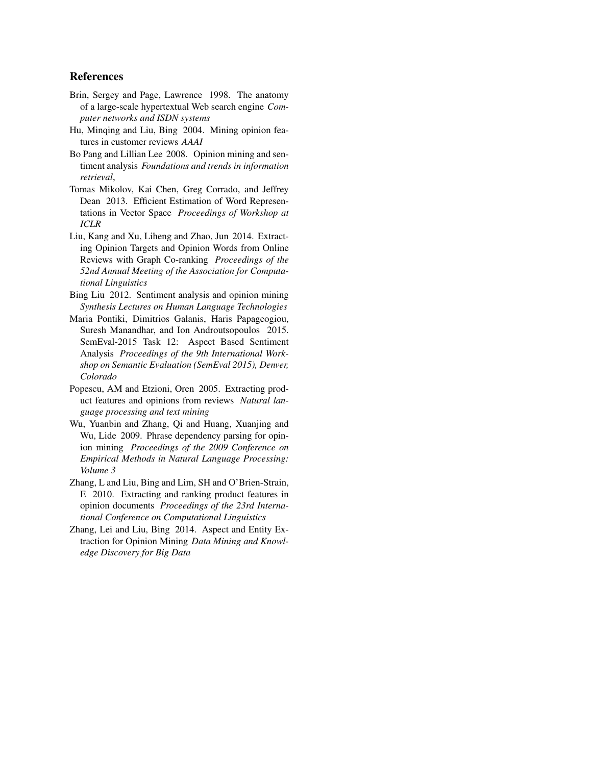## References

Brin, Sergey and Page, Lawrence 1998. The anatomy of a large-scale hypertextual Web search engine *Computer networks and ISDN systems*

Hu, Minqing and Liu, Bing 2004. Mining opinion features in customer reviews *AAAI*

Bo Pang and Lillian Lee 2008. Opinion mining and sentiment analysis *Foundations and trends in information retrieval*,

Tomas Mikolov, Kai Chen, Greg Corrado, and Jeffrey Dean 2013. Efficient Estimation of Word Representations in Vector Space *Proceedings of Workshop at ICLR*

Liu, Kang and Xu, Liheng and Zhao, Jun 2014. Extracting Opinion Targets and Opinion Words from Online Reviews with Graph Co-ranking *Proceedings of the 52nd Annual Meeting of the Association for Computational Linguistics*

Bing Liu 2012. Sentiment analysis and opinion mining *Synthesis Lectures on Human Language Technologies*

Maria Pontiki, Dimitrios Galanis, Haris Papageogiou, Suresh Manandhar, and Ion Androutsopoulos 2015. SemEval-2015 Task 12: Aspect Based Sentiment Analysis *Proceedings of the 9th International Workshop on Semantic Evaluation (SemEval 2015), Denver, Colorado*

Popescu, AM and Etzioni, Oren 2005. Extracting product features and opinions from reviews *Natural language processing and text mining*

Wu, Yuanbin and Zhang, Qi and Huang, Xuanjing and Wu, Lide 2009. Phrase dependency parsing for opinion mining *Proceedings of the 2009 Conference on Empirical Methods in Natural Language Processing: Volume 3*

Zhang, L and Liu, Bing and Lim, SH and O'Brien-Strain, E 2010. Extracting and ranking product features in opinion documents *Proceedings of the 23rd International Conference on Computational Linguistics*

Zhang, Lei and Liu, Bing 2014. Aspect and Entity Extraction for Opinion Mining *Data Mining and Knowledge Discovery for Big Data*